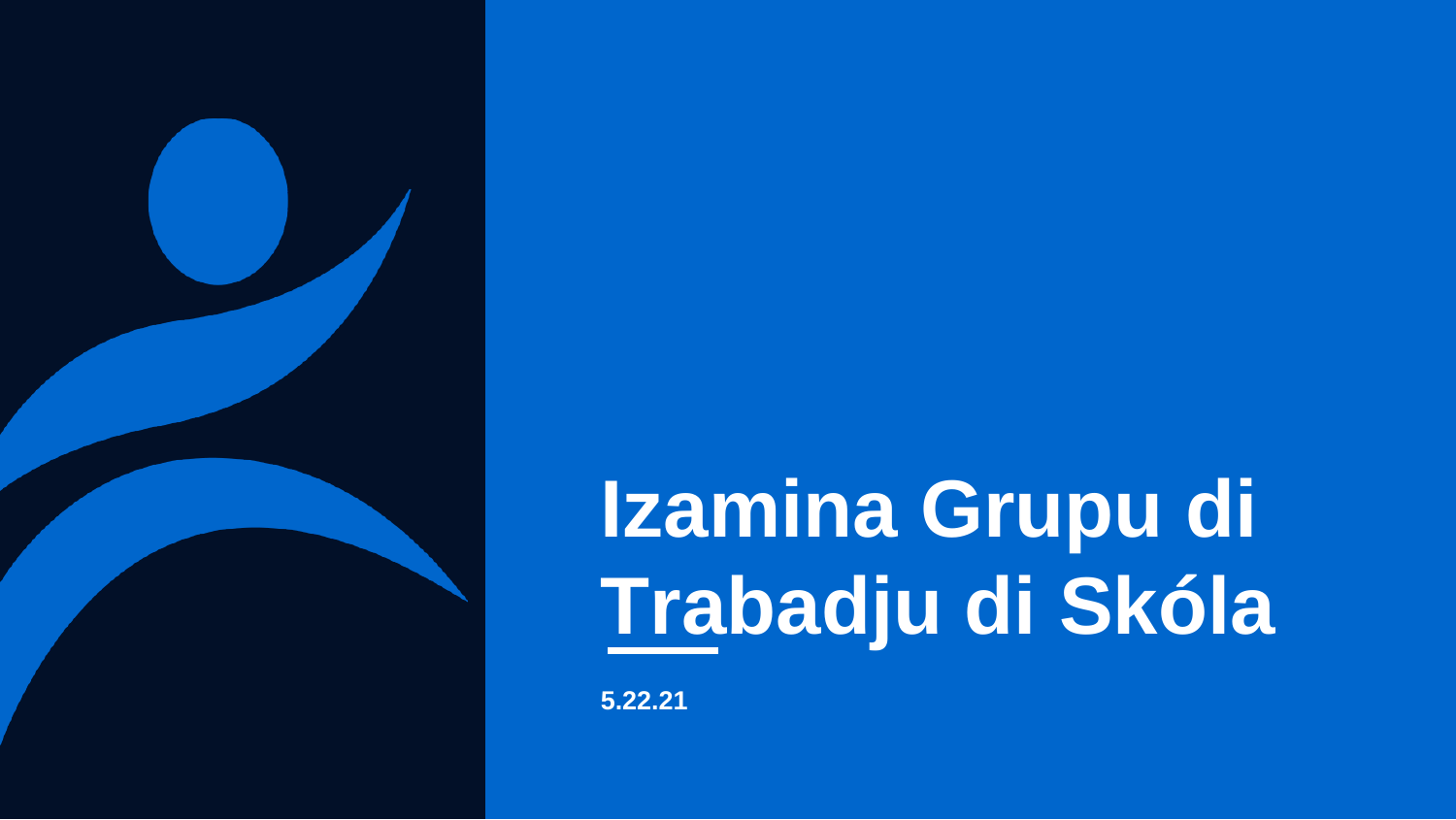# Izamina Grupu di Trabadju di Skóla

**5.22.21**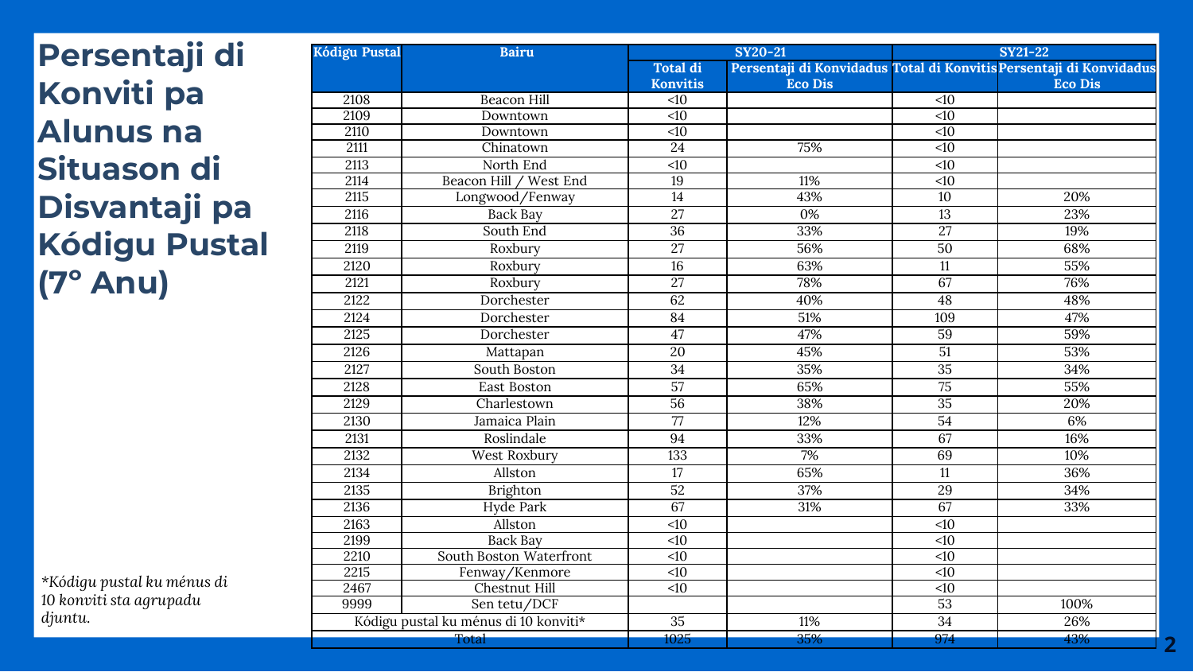# Persentaji di Konviti pa Alunus na Situason di Disvantaji pa Kódigu Pustal (7° Anu)

| Kódigu Pustal | Bairu | SY20-21 | | SY21-22 | |
|---|---|---|---|---|---|
| | | Total di Konvitis | Persentaji di Konvidadus Eco Dis | Total di Konvitis | Persentaji di Konvidadus Eco Dis |
| 2108 | Beacon Hill | <10 | | <10 | |
| 2109 | Downtown | <10 | | <10 | |
| 2110 | Downtown | <10 | | <10 | |
| 2111 | Chinatown | 24 | 75% | <10 | |
| 2113 | North End | <10 | | <10 | |
| 2114 | Beacon Hill / West End | 19 | 11% | <10 | |
| 2115 | Longwood/Fenway | 14 | 43% | 10 | 20% |
| 2116 | Back Bay | 27 | 0% | 13 | 23% |
| 2118 | South End | 36 | 33% | 27 | 19% |
| 2119 | Roxbury | 27 | 56% | 50 | 68% |
| 2120 | Roxbury | 16 | 63% | 11 | 55% |
| 2121 | Roxbury | 27 | 78% | 67 | 76% |
| 2122 | Dorchester | 62 | 40% | 48 | 48% |
| 2124 | Dorchester | 84 | 51% | 109 | 47% |
| 2125 | Dorchester | 47 | 47% | 59 | 59% |
| 2126 | Mattapan | 20 | 45% | 51 | 53% |
| 2127 | South Boston | 34 | 35% | 35 | 34% |
| 2128 | East Boston | 57 | 65% | 75 | 55% |
| 2129 | Charlestown | 56 | 38% | 35 | 20% |
| 2130 | Jamaica Plain | 77 | 12% | 54 | 6% |
| 2131 | Roslindale | 94 | 33% | 67 | 16% |
| 2132 | West Roxbury | 133 | 7% | 69 | 10% |
| 2134 | Allston | 17 | 65% | 11 | 36% |
| 2135 | Brighton | 52 | 37% | 29 | 34% |
| 2136 | Hyde Park | 67 | 31% | 67 | 33% |
| 2163 | Allston | <10 | | <10 | |
| 2199 | Back Bay | <10 | | <10 | |
| 2210 | South Boston Waterfront | <10 | | <10 | |
| 2215 | Fenway/Kenmore | <10 | | <10 | |
| 2467 | Chestnut Hill | <10 | | <10 | |
| 9999 | Sen tetu/DCF | | | 53 | 100% |
| Kódigu pustal ku ménus di 10 konviti* | | 35 | 11% | 34 | 26% |
| Total | | 1025 | 35% | 974 | 43% |

*\*Kódigu pustal ku ménus di 10 konviti sta agrupadu djuntu.*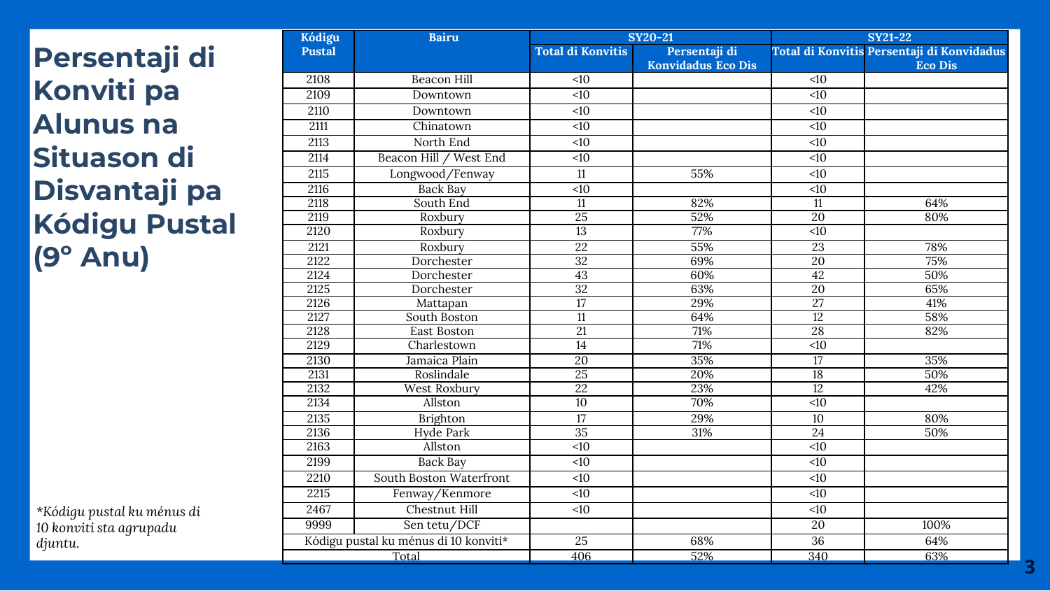# Persentaji di Konviti pa Alunus na Situason di Disvantaji pa Kódigu Pustal (9° Anu)

| Kódigu Pustal | Bairu | SY20-21 | | SY21-22 | |
|---|---|---|---|---|---|
| | | Total di Konvitis | Persentaji di Konvidadus Eco Dis | Total di Konvitis | Persentaji di Konvidadus Eco Dis |
| 2108 | Beacon Hill | <10 | | <10 | |
| 2109 | Downtown | <10 | | <10 | |
| 2110 | Downtown | <10 | | <10 | |
| 2111 | Chinatown | <10 | | <10 | |
| 2113 | North End | <10 | | <10 | |
| 2114 | Beacon Hill / West End | <10 | | <10 | |
| 2115 | Longwood/Fenway | 11 | 55% | <10 | |
| 2116 | Back Bay | <10 | | <10 | |
| 2118 | South End | 11 | 82% | 11 | 64% |
| 2119 | Roxbury | 25 | 52% | 20 | 80% |
| 2120 | Roxbury | 13 | 77% | <10 | |
| 2121 | Roxbury | 22 | 55% | 23 | 78% |
| 2122 | Dorchester | 32 | 69% | 20 | 75% |
| 2124 | Dorchester | 43 | 60% | 42 | 50% |
| 2125 | Dorchester | 32 | 63% | 20 | 65% |
| 2126 | Mattapan | 17 | 29% | 27 | 41% |
| 2127 | South Boston | 11 | 64% | 12 | 58% |
| 2128 | East Boston | 21 | 71% | 28 | 82% |
| 2129 | Charlestown | 14 | 71% | <10 | |
| 2130 | Jamaica Plain | 20 | 35% | 17 | 35% |
| 2131 | Roslindale | 25 | 20% | 18 | 50% |
| 2132 | West Roxbury | 22 | 23% | 12 | 42% |
| 2134 | Allston | 10 | 70% | <10 | |
| 2135 | Brighton | 17 | 29% | 10 | 80% |
| 2136 | Hyde Park | 35 | 31% | 24 | 50% |
| 2163 | Allston | <10 | | <10 | |
| 2199 | Back Bay | <10 | | <10 | |
| 2210 | South Boston Waterfront | <10 | | <10 | |
| 2215 | Fenway/Kenmore | <10 | | <10 | |
| 2467 | Chestnut Hill | <10 | | <10 | |
| 9999 | Sen tetu/DCF | | | 20 | 100% |
| Kódigu pustal ku ménus di 10 konviti* | | 25 | 68% | 36 | 64% |
| Total | | 406 | 52% | 340 | 63% |

*Kódigu pustal ku ménus di 10 konviti sta agrupadu djuntu.*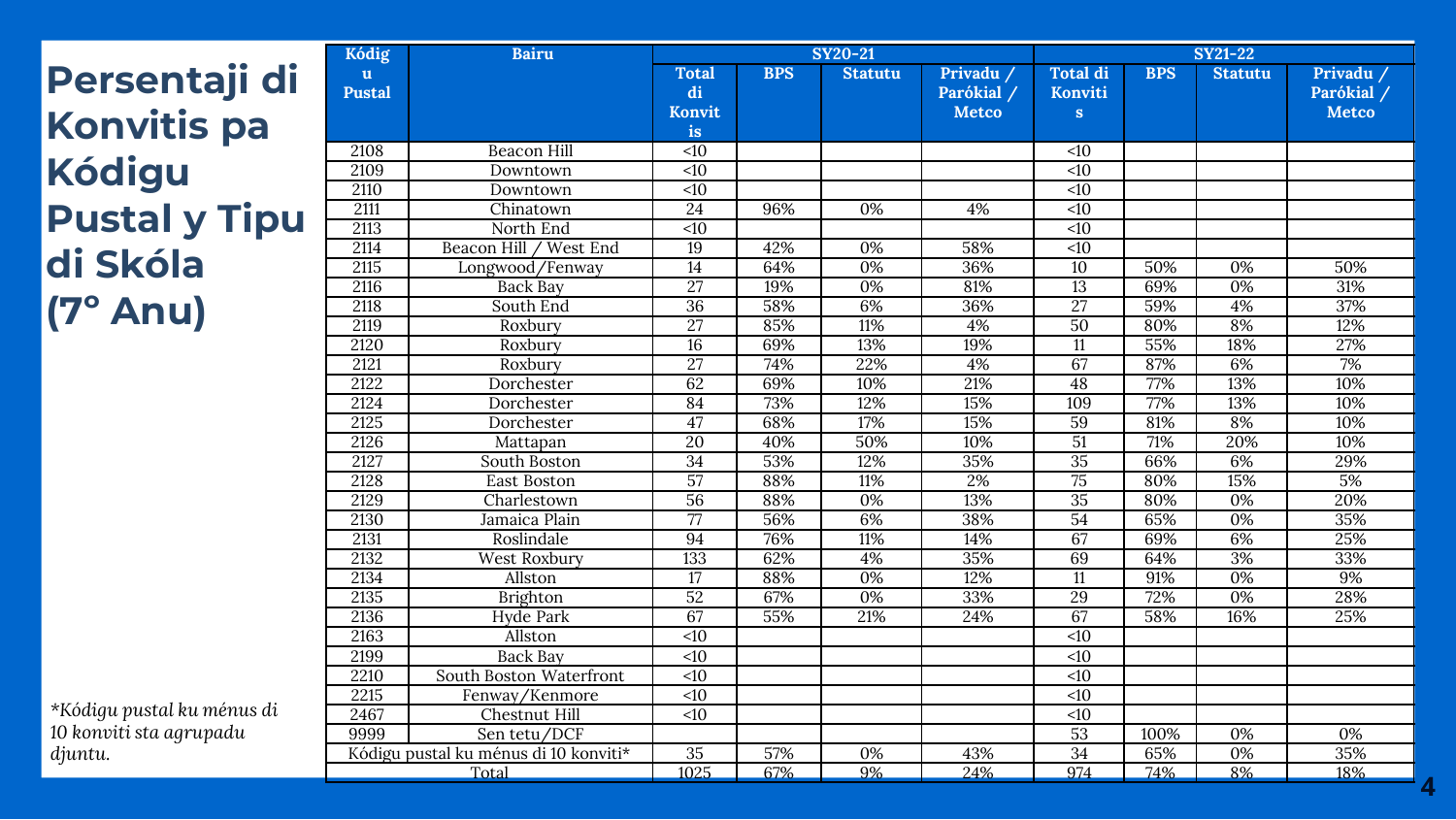# Persentaji di Konvitis pa Kódigu Pustal y Tipu di Skóla (7° Anu)

| Kódigu Pustal | Bairu | SY20-21 | | | | SY21-22 | | | |
|---|---|---|---|---|---|---|---|---|---|
| | | Total di Konvitis | BPS | Statutu | Privadu / Parókial / Metco | Total di Konvitis | BPS | Statutu | Privadu / Parókial / Metco |
| 2108 | Beacon Hill | <10 | | | | <10 | | | |
| 2109 | Downtown | <10 | | | | <10 | | | |
| 2110 | Downtown | <10 | | | | <10 | | | |
| 2111 | Chinatown | 24 | 96% | 0% | 4% | <10 | | | |
| 2113 | North End | <10 | | | | <10 | | | |
| 2114 | Beacon Hill / West End | 19 | 42% | 0% | 58% | <10 | | | |
| 2115 | Longwood/Fenway | 14 | 64% | 0% | 36% | 10 | 50% | 0% | 50% |
| 2116 | Back Bay | 27 | 19% | 0% | 81% | 13 | 69% | 0% | 31% |
| 2118 | South End | 36 | 58% | 6% | 36% | 27 | 59% | 4% | 37% |
| 2119 | Roxbury | 27 | 85% | 11% | 4% | 50 | 80% | 8% | 12% |
| 2120 | Roxbury | 16 | 69% | 13% | 19% | 11 | 55% | 18% | 27% |
| 2121 | Roxbury | 27 | 74% | 22% | 4% | 67 | 87% | 6% | 7% |
| 2122 | Dorchester | 62 | 69% | 10% | 21% | 48 | 77% | 13% | 10% |
| 2124 | Dorchester | 84 | 73% | 12% | 15% | 109 | 77% | 13% | 10% |
| 2125 | Dorchester | 47 | 68% | 17% | 15% | 59 | 81% | 8% | 10% |
| 2126 | Mattapan | 20 | 40% | 50% | 10% | 51 | 71% | 20% | 10% |
| 2127 | South Boston | 34 | 53% | 12% | 35% | 35 | 66% | 6% | 29% |
| 2128 | East Boston | 57 | 88% | 11% | 2% | 75 | 80% | 15% | 5% |
| 2129 | Charlestown | 56 | 88% | 0% | 13% | 35 | 80% | 0% | 20% |
| 2130 | Jamaica Plain | 77 | 56% | 6% | 38% | 54 | 65% | 0% | 35% |
| 2131 | Roslindale | 94 | 76% | 11% | 14% | 67 | 69% | 6% | 25% |
| 2132 | West Roxbury | 133 | 62% | 4% | 35% | 69 | 64% | 3% | 33% |
| 2134 | Allston | 17 | 88% | 0% | 12% | 11 | 91% | 0% | 9% |
| 2135 | Brighton | 52 | 67% | 0% | 33% | 29 | 72% | 0% | 28% |
| 2136 | Hyde Park | 67 | 55% | 21% | 24% | 67 | 58% | 16% | 25% |
| 2163 | Allston | <10 | | | | <10 | | | |
| 2199 | Back Bay | <10 | | | | <10 | | | |
| 2210 | South Boston Waterfront | <10 | | | | <10 | | | |
| 2215 | Fenway/Kenmore | <10 | | | | <10 | | | |
| 2467 | Chestnut Hill | <10 | | | | <10 | | | |
| 9999 | Sen tetu/DCF | | | | | 53 | 100% | 0% | 0% |
| Kódigu pustal ku ménus di 10 konviti* | | 35 | 57% | 0% | 43% | 34 | 65% | 0% | 35% |
| Total | | 1025 | 67% | 9% | 24% | 974 | 74% | 8% | 18% |

*Kódigu pustal ku ménus di 10 konviti sta agrupadu djuntu.*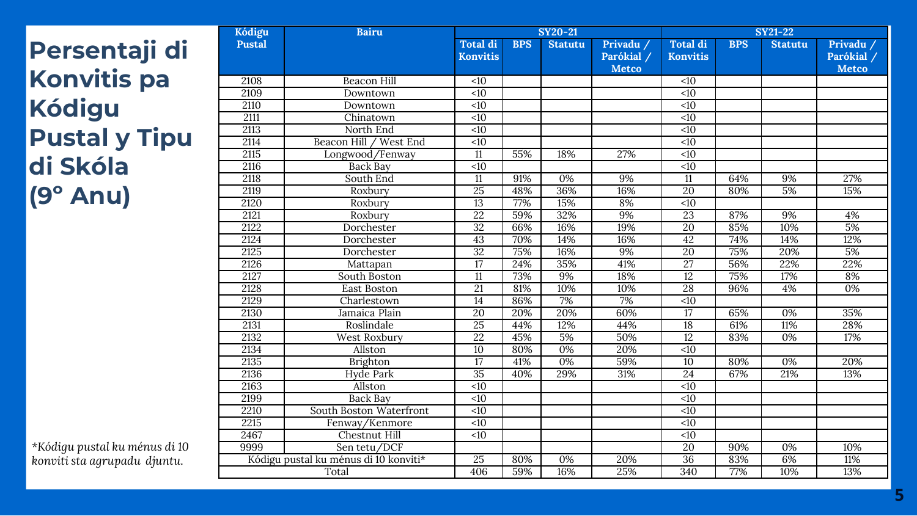# Persentaji di Konvitis pa Kódigu Pustal y Tipu di Skóla (9° Anu)

| Kódigu Pustal | Bairu | SY20-21 | | | | SY21-22 | | | |
|---|---|---|---|---|---|---|---|---|---|
| | | Total di Konvitis | BPS | Statutu | Privadu / Parókial / Metco | Total di Konvitis | BPS | Statutu | Privadu / Parókial / Metco |
| 2108 | Beacon Hill | <10 | | | | <10 | | | |
| 2109 | Downtown | <10 | | | | <10 | | | |
| 2110 | Downtown | <10 | | | | <10 | | | |
| 2111 | Chinatown | <10 | | | | <10 | | | |
| 2113 | North End | <10 | | | | <10 | | | |
| 2114 | Beacon Hill / West End | <10 | | | | <10 | | | |
| 2115 | Longwood/Fenway | 11 | 55% | 18% | 27% | <10 | | | |
| 2116 | Back Bay | <10 | | | | <10 | | | |
| 2118 | South End | 11 | 91% | 0% | 9% | 11 | 64% | 9% | 27% |
| 2119 | Roxbury | 25 | 48% | 36% | 16% | 20 | 80% | 5% | 15% |
| 2120 | Roxbury | 13 | 77% | 15% | 8% | <10 | | | |
| 2121 | Roxbury | 22 | 59% | 32% | 9% | 23 | 87% | 9% | 4% |
| 2122 | Dorchester | 32 | 66% | 16% | 19% | 20 | 85% | 10% | 5% |
| 2124 | Dorchester | 43 | 70% | 14% | 16% | 42 | 74% | 14% | 12% |
| 2125 | Dorchester | 32 | 75% | 16% | 9% | 20 | 75% | 20% | 5% |
| 2126 | Mattapan | 17 | 24% | 35% | 41% | 27 | 56% | 22% | 22% |
| 2127 | South Boston | 11 | 73% | 9% | 18% | 12 | 75% | 17% | 8% |
| 2128 | East Boston | 21 | 81% | 10% | 10% | 28 | 96% | 4% | 0% |
| 2129 | Charlestown | 14 | 86% | 7% | 7% | <10 | | | |
| 2130 | Jamaica Plain | 20 | 20% | 20% | 60% | 17 | 65% | 0% | 35% |
| 2131 | Roslindale | 25 | 44% | 12% | 44% | 18 | 61% | 11% | 28% |
| 2132 | West Roxbury | 22 | 45% | 5% | 50% | 12 | 83% | 0% | 17% |
| 2134 | Allston | 10 | 80% | 0% | 20% | <10 | | | |
| 2135 | Brighton | 17 | 41% | 0% | 59% | 10 | 80% | 0% | 20% |
| 2136 | Hyde Park | 35 | 40% | 29% | 31% | 24 | 67% | 21% | 13% |
| 2163 | Allston | <10 | | | | <10 | | | |
| 2199 | Back Bay | <10 | | | | <10 | | | |
| 2210 | South Boston Waterfront | <10 | | | | <10 | | | |
| 2215 | Fenway/Kenmore | <10 | | | | <10 | | | |
| 2467 | Chestnut Hill | <10 | | | | <10 | | | |
| 9999 | Sen tetu/DCF | | | | | 20 | 90% | 0% | 10% |
| Kódigu pustal ku ménus di 10 konviti* | | 25 | 80% | 0% | 20% | 36 | 83% | 6% | 11% |
| Total | | 406 | 59% | 16% | 25% | 340 | 77% | 10% | 13% |

*Kódigu pustal ku ménus di 10 konviti sta agrupadu djuntu.*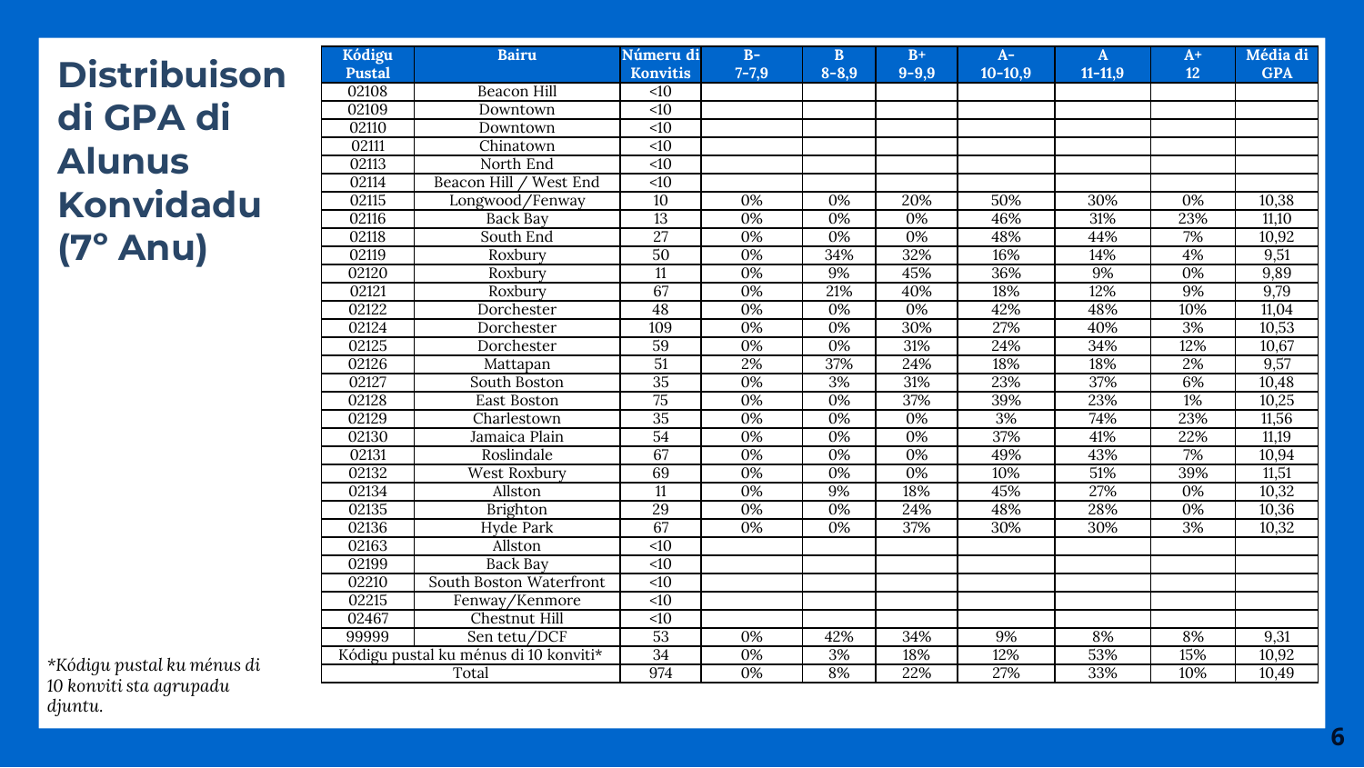# Distribuison di GPA di Alunus Konvidadu (7° Anu)

| Kódigu Pustal | Bairu | Númeru di Konvitis | B- 7-7,9 | B 8-8,9 | B+ 9-9,9 | A- 10-10,9 | A 11-11,9 | A+ 12 | Média di GPA |
|---|---|---|---|---|---|---|---|---|---|
| 02108 | Beacon Hill | <10 | | | | | | | |
| 02109 | Downtown | <10 | | | | | | | |
| 02110 | Downtown | <10 | | | | | | | |
| 02111 | Chinatown | <10 | | | | | | | |
| 02113 | North End | <10 | | | | | | | |
| 02114 | Beacon Hill / West End | <10 | | | | | | | |
| 02115 | Longwood/Fenway | 10 | 0% | 0% | 20% | 50% | 30% | 0% | 10,38 |
| 02116 | Back Bay | 13 | 0% | 0% | 0% | 46% | 31% | 23% | 11,10 |
| 02118 | South End | 27 | 0% | 0% | 0% | 48% | 44% | 7% | 10,92 |
| 02119 | Roxbury | 50 | 0% | 34% | 32% | 16% | 14% | 4% | 9,51 |
| 02120 | Roxbury | 11 | 0% | 9% | 45% | 36% | 9% | 0% | 9,89 |
| 02121 | Roxbury | 67 | 0% | 21% | 40% | 18% | 12% | 9% | 9,79 |
| 02122 | Dorchester | 48 | 0% | 0% | 0% | 42% | 48% | 10% | 11,04 |
| 02124 | Dorchester | 109 | 0% | 0% | 30% | 27% | 40% | 3% | 10,53 |
| 02125 | Dorchester | 59 | 0% | 0% | 31% | 24% | 34% | 12% | 10,67 |
| 02126 | Mattapan | 51 | 2% | 37% | 24% | 18% | 18% | 2% | 9,57 |
| 02127 | South Boston | 35 | 0% | 3% | 31% | 23% | 37% | 6% | 10,48 |
| 02128 | East Boston | 75 | 0% | 0% | 37% | 39% | 23% | 1% | 10,25 |
| 02129 | Charlestown | 35 | 0% | 0% | 0% | 3% | 74% | 23% | 11,56 |
| 02130 | Jamaica Plain | 54 | 0% | 0% | 0% | 37% | 41% | 22% | 11,19 |
| 02131 | Roslindale | 67 | 0% | 0% | 0% | 49% | 43% | 7% | 10,94 |
| 02132 | West Roxbury | 69 | 0% | 0% | 0% | 10% | 51% | 39% | 11,51 |
| 02134 | Allston | 11 | 0% | 9% | 18% | 45% | 27% | 0% | 10,32 |
| 02135 | Brighton | 29 | 0% | 0% | 24% | 48% | 28% | 0% | 10,36 |
| 02136 | Hyde Park | 67 | 0% | 0% | 37% | 30% | 30% | 3% | 10,32 |
| 02163 | Allston | <10 | | | | | | | |
| 02199 | Back Bay | <10 | | | | | | | |
| 02210 | South Boston Waterfront | <10 | | | | | | | |
| 02215 | Fenway/Kenmore | <10 | | | | | | | |
| 02467 | Chestnut Hill | <10 | | | | | | | |
| 99999 | Sen tetu/DCF | 53 | 0% | 42% | 34% | 9% | 8% | 8% | 9,31 |
| Kódigu pustal ku ménus di 10 konviti* | | 34 | 0% | 3% | 18% | 12% | 53% | 15% | 10,92 |
| Total | | 974 | 0% | 8% | 22% | 27% | 33% | 10% | 10,49 |

*\*Kódigu pustal ku ménus di 10 konviti sta agrupadu djuntu.*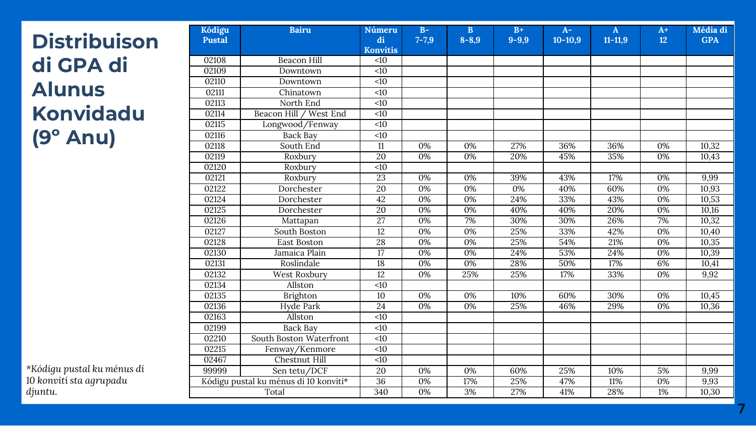# Distribuison di GPA di Alunus Konvidadu (9° Anu)

| Kódigu Pustal | Bairu | Númeru di Konvitis | B- 7-7,9 | B 8-8,9 | B+ 9-9,9 | A- 10-10,9 | A 11-11,9 | A+ 12 | Média di GPA |
|---|---|---|---|---|---|---|---|---|---|
| 02108 | Beacon Hill | <10 | | | | | | | |
| 02109 | Downtown | <10 | | | | | | | |
| 02110 | Downtown | <10 | | | | | | | |
| 02111 | Chinatown | <10 | | | | | | | |
| 02113 | North End | <10 | | | | | | | |
| 02114 | Beacon Hill / West End | <10 | | | | | | | |
| 02115 | Longwood/Fenway | <10 | | | | | | | |
| 02116 | Back Bay | <10 | | | | | | | |
| 02118 | South End | 11 | 0% | 0% | 27% | 36% | 36% | 0% | 10,32 |
| 02119 | Roxbury | 20 | 0% | 0% | 20% | 45% | 35% | 0% | 10,43 |
| 02120 | Roxbury | <10 | | | | | | | |
| 02121 | Roxbury | 23 | 0% | 0% | 39% | 43% | 17% | 0% | 9,99 |
| 02122 | Dorchester | 20 | 0% | 0% | 0% | 40% | 60% | 0% | 10,93 |
| 02124 | Dorchester | 42 | 0% | 0% | 24% | 33% | 43% | 0% | 10,53 |
| 02125 | Dorchester | 20 | 0% | 0% | 40% | 40% | 20% | 0% | 10,16 |
| 02126 | Mattapan | 27 | 0% | 7% | 30% | 30% | 26% | 7% | 10,32 |
| 02127 | South Boston | 12 | 0% | 0% | 25% | 33% | 42% | 0% | 10,40 |
| 02128 | East Boston | 28 | 0% | 0% | 25% | 54% | 21% | 0% | 10,35 |
| 02130 | Jamaica Plain | 17 | 0% | 0% | 24% | 53% | 24% | 0% | 10,39 |
| 02131 | Roslindale | 18 | 0% | 0% | 28% | 50% | 17% | 6% | 10,41 |
| 02132 | West Roxbury | 12 | 0% | 25% | 25% | 17% | 33% | 0% | 9,92 |
| 02134 | Allston | <10 | | | | | | | |
| 02135 | Brighton | 10 | 0% | 0% | 10% | 60% | 30% | 0% | 10,45 |
| 02136 | Hyde Park | 24 | 0% | 0% | 25% | 46% | 29% | 0% | 10,36 |
| 02163 | Allston | <10 | | | | | | | |
| 02199 | Back Bay | <10 | | | | | | | |
| 02210 | South Boston Waterfront | <10 | | | | | | | |
| 02215 | Fenway/Kenmore | <10 | | | | | | | |
| 02467 | Chestnut Hill | <10 | | | | | | | |
| 99999 | Sen tetu/DCF | 20 | 0% | 0% | 60% | 25% | 10% | 5% | 9,99 |
| Kódigu pustal ku ménus di 10 konviti* | | 36 | 0% | 17% | 25% | 47% | 11% | 0% | 9,93 |
| Total | | 340 | 0% | 3% | 27% | 41% | 28% | 1% | 10,30 |

*Kódigu pustal ku ménus di 10 konviti sta agrupadu djuntu.*